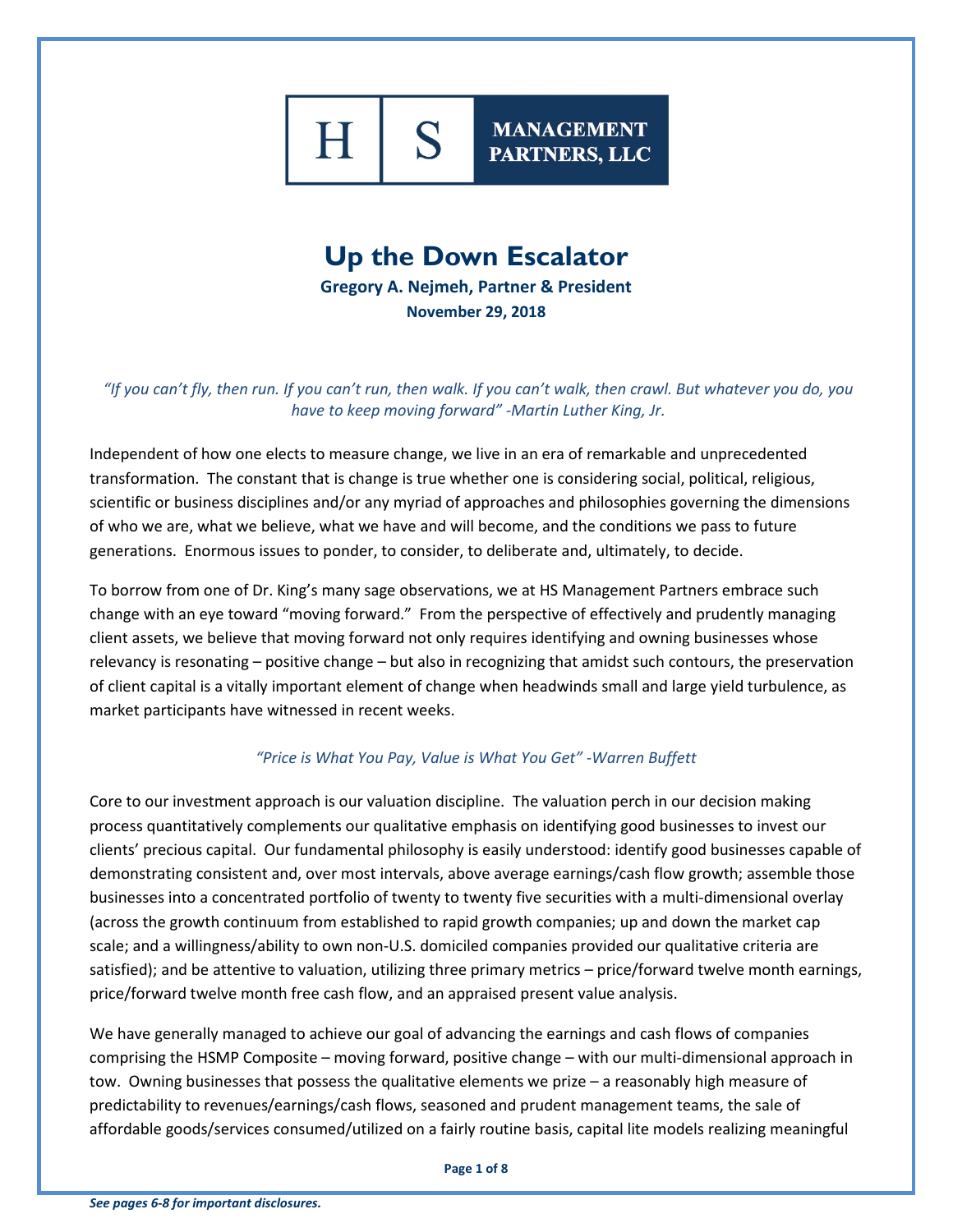H | S MANAGEMENT PARTNERS, LLC

# Up the Down Escalator

**Gregory A. Nejmeh, Partner & President**
**November 29, 2018**

*"If you can't fly, then run. If you can't run, then walk. If you can't walk, then crawl. But whatever you do, you have to keep moving forward" -Martin Luther King, Jr.*

Independent of how one elects to measure change, we live in an era of remarkable and unprecedented transformation. The constant that is change is true whether one is considering social, political, religious, scientific or business disciplines and/or any myriad of approaches and philosophies governing the dimensions of who we are, what we believe, what we have and will become, and the conditions we pass to future generations. Enormous issues to ponder, to consider, to deliberate and, ultimately, to decide.

To borrow from one of Dr. King's many sage observations, we at HS Management Partners embrace such change with an eye toward "moving forward." From the perspective of effectively and prudently managing client assets, we believe that moving forward not only requires identifying and owning businesses whose relevancy is resonating – positive change – but also in recognizing that amidst such contours, the preservation of client capital is a vitally important element of change when headwinds small and large yield turbulence, as market participants have witnessed in recent weeks.

*"Price is What You Pay, Value is What You Get" -Warren Buffett*

Core to our investment approach is our valuation discipline. The valuation perch in our decision making process quantitatively complements our qualitative emphasis on identifying good businesses to invest our clients' precious capital. Our fundamental philosophy is easily understood: identify good businesses capable of demonstrating consistent and, over most intervals, above average earnings/cash flow growth; assemble those businesses into a concentrated portfolio of twenty to twenty five securities with a multi-dimensional overlay (across the growth continuum from established to rapid growth companies; up and down the market cap scale; and a willingness/ability to own non-U.S. domiciled companies provided our qualitative criteria are satisfied); and be attentive to valuation, utilizing three primary metrics – price/forward twelve month earnings, price/forward twelve month free cash flow, and an appraised present value analysis.

We have generally managed to achieve our goal of advancing the earnings and cash flows of companies comprising the HSMP Composite – moving forward, positive change – with our multi-dimensional approach in tow. Owning businesses that possess the qualitative elements we prize – a reasonably high measure of predictability to revenues/earnings/cash flows, seasoned and prudent management teams, the sale of affordable goods/services consumed/utilized on a fairly routine basis, capital lite models realizing meaningful

*See pages 6-8 for important disclosures.*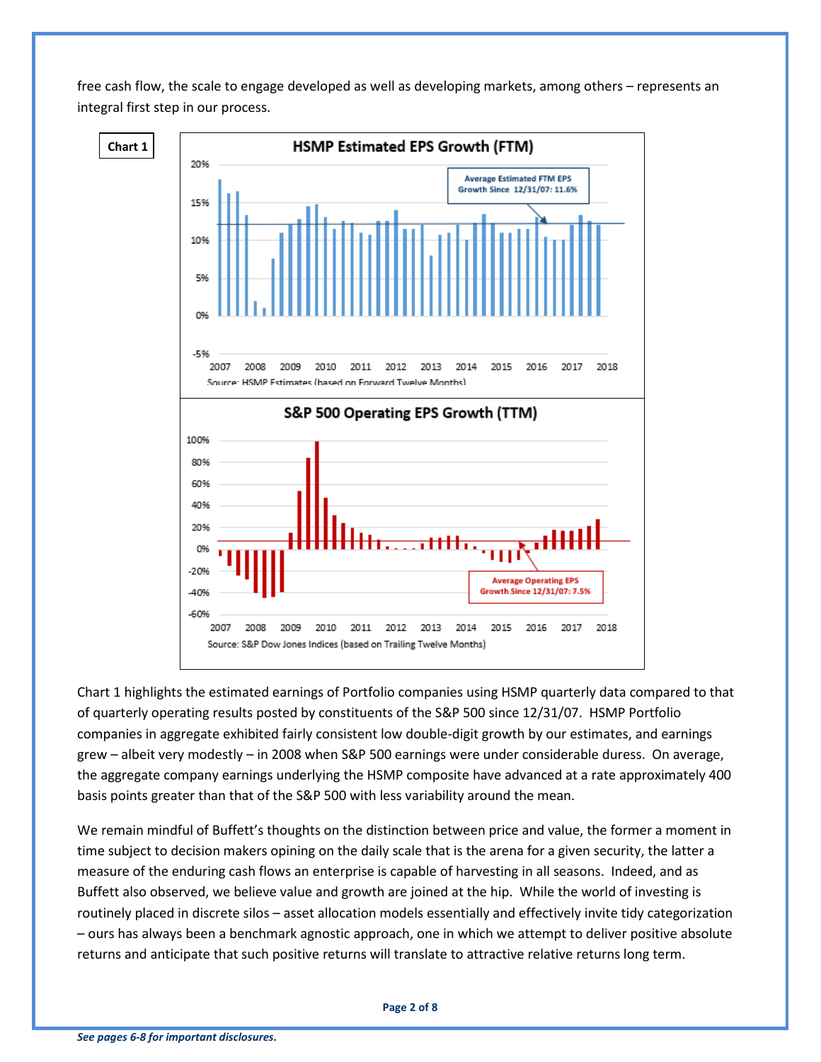free cash flow, the scale to engage developed as well as developing markets, among others – represents an integral first step in our process.

**Chart 1**

HSMP Estimated EPS Growth (FTM)

20%
15%
10%
5%
0%
-5%

Average Estimated FTM EPS Growth Since 12/31/07: 11.6%

2007 2008 2009 2010 2011 2012 2013 2014 2015 2016 2017 2018

Source: HSMP Estimates (based on Forward Twelve Months)

S&P 500 Operating EPS Growth (TTM)

100%
80%
60%
40%
20%
0%
-20%
-40%
-60%

Average Operating EPS Growth Since 12/31/07: 7.5%

2007 2008 2009 2010 2011 2012 2013 2014 2015 2016 2017 2018

Source: S&P Dow Jones Indices (based on Trailing Twelve Months)

Chart 1 highlights the estimated earnings of Portfolio companies using HSMP quarterly data compared to that of quarterly operating results posted by constituents of the S&P 500 since 12/31/07. HSMP Portfolio companies in aggregate exhibited fairly consistent low double-digit growth by our estimates, and earnings grew – albeit very modestly – in 2008 when S&P 500 earnings were under considerable duress. On average, the aggregate company earnings underlying the HSMP composite have advanced at a rate approximately 400 basis points greater than that of the S&P 500 with less variability around the mean.

We remain mindful of Buffett's thoughts on the distinction between price and value, the former a moment in time subject to decision makers opining on the daily scale that is the arena for a given security, the latter a measure of the enduring cash flows an enterprise is capable of harvesting in all seasons. Indeed, and as Buffett also observed, we believe value and growth are joined at the hip. While the world of investing is routinely placed in discrete silos – asset allocation models essentially and effectively invite tidy categorization – ours has always been a benchmark agnostic approach, one in which we attempt to deliver positive absolute returns and anticipate that such positive returns will translate to attractive relative returns long term.

*See pages 6-8 for important disclosures.*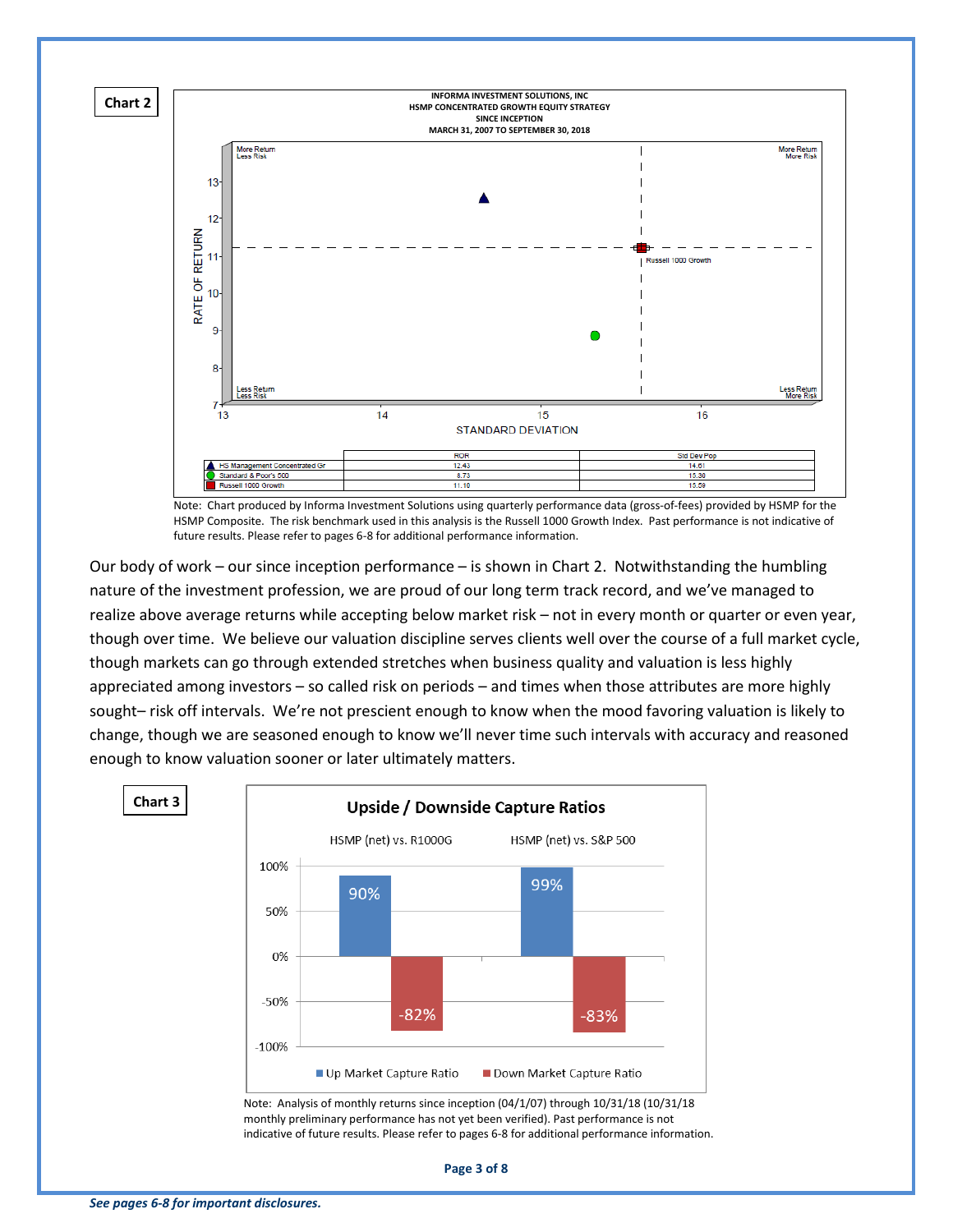**Chart 2**

INFORMA INVESTMENT SOLUTIONS, INC
HSMP CONCENTRATED GROWTH EQUITY STRATEGY
SINCE INCEPTION
MARCH 31, 2007 TO SEPTEMBER 30, 2018

More Return
Less Risk

More Return
More Risk

Less Return
Less Risk

Less Return
More Risk

RATE OF RETURN

STANDARD DEVIATION

13
12
11
10
9
8
7

13
14
15
16

Russell 1000 Growth

| | ROR | Std Dev Pop |
|---|---|---|
| HS Management Concentrated Gr | 12.43 | 14.61 |
| Standard & Poor's 500 | 8.73 | 15.30 |
| Russell 1000 Growth | 11.10 | 15.59 |

Note: Chart produced by Informa Investment Solutions using quarterly performance data (gross-of-fees) provided by HSMP for the HSMP Composite. The risk benchmark used in this analysis is the Russell 1000 Growth Index. Past performance is not indicative of future results. Please refer to pages 6-8 for additional performance information.

Our body of work – our since inception performance – is shown in Chart 2. Notwithstanding the humbling nature of the investment profession, we are proud of our long term track record, and we've managed to realize above average returns while accepting below market risk – not in every month or quarter or even year, though over time. We believe our valuation discipline serves clients well over the course of a full market cycle, though markets can go through extended stretches when business quality and valuation is less highly appreciated among investors – so called risk on periods – and times when those attributes are more highly sought– risk off intervals. We're not prescient enough to know when the mood favoring valuation is likely to change, though we are seasoned enough to know we'll never time such intervals with accuracy and reasoned enough to know valuation sooner or later ultimately matters.

**Chart 3**

Upside / Downside Capture Ratios

HSMP (net) vs. R1000G

HSMP (net) vs. S&P 500

100%
50%
0%
-50%
-100%

90%
-82%
99%
-83%

Up Market Capture Ratio
Down Market Capture Ratio

Note: Analysis of monthly returns since inception (04/1/07) through 10/31/18 (10/31/18 monthly preliminary performance has not yet been verified). Past performance is not indicative of future results. Please refer to pages 6-8 for additional performance information.

*See pages 6-8 for important disclosures.*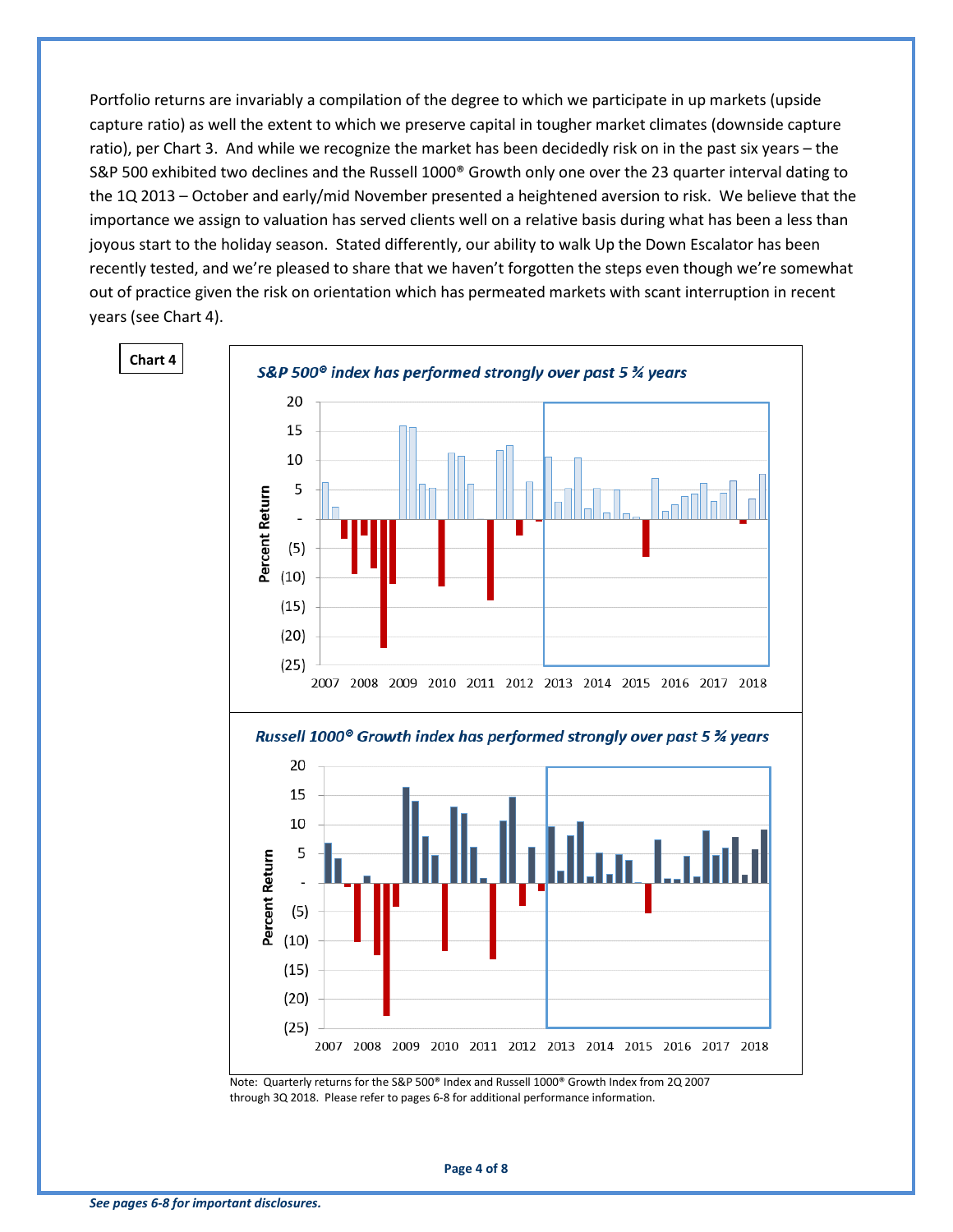Portfolio returns are invariably a compilation of the degree to which we participate in up markets (upside capture ratio) as well the extent to which we preserve capital in tougher market climates (downside capture ratio), per Chart 3. And while we recognize the market has been decidedly risk on in the past six years – the S&P 500 exhibited two declines and the Russell 1000® Growth only one over the 23 quarter interval dating to the 1Q 2013 – October and early/mid November presented a heightened aversion to risk. We believe that the importance we assign to valuation has served clients well on a relative basis during what has been a less than joyous start to the holiday season. Stated differently, our ability to walk Up the Down Escalator has been recently tested, and we're pleased to share that we haven't forgotten the steps even though we're somewhat out of practice given the risk on orientation which has permeated markets with scant interruption in recent years (see Chart 4).

**Chart 4**

*S&P 500® index has performed strongly over past 5 ¾ years*

Percent Return

20
15
10
5
-
(5)
(10)
(15)
(20)
(25)

2007 2008 2009 2010 2011 2012 2013 2014 2015 2016 2017 2018

*Russell 1000® Growth index has performed strongly over past 5 ¾ years*

Percent Return

20
15
10
5
-
(5)
(10)
(15)
(20)
(25)

2007 2008 2009 2010 2011 2012 2013 2014 2015 2016 2017 2018

Note: Quarterly returns for the S&P 500® Index and Russell 1000® Growth Index from 2Q 2007 through 3Q 2018. Please refer to pages 6-8 for additional performance information.

*See pages 6-8 for important disclosures.*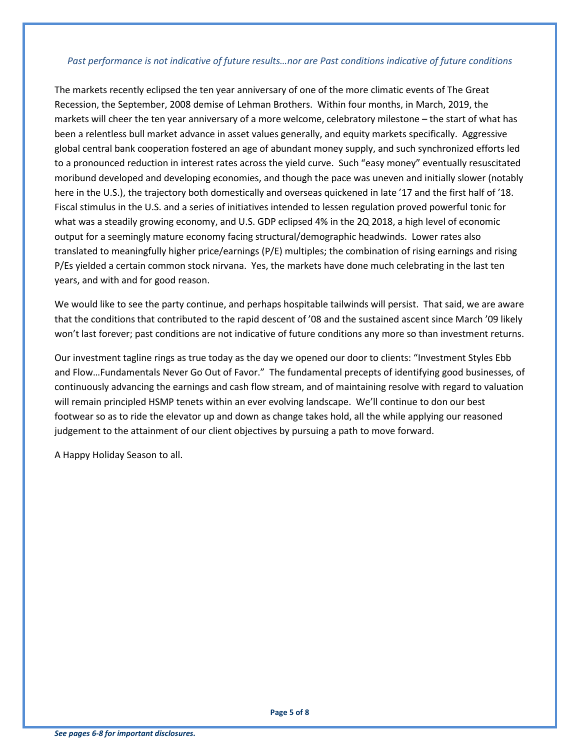*Past performance is not indicative of future results…nor are Past conditions indicative of future conditions*

The markets recently eclipsed the ten year anniversary of one of the more climatic events of The Great Recession, the September, 2008 demise of Lehman Brothers. Within four months, in March, 2019, the markets will cheer the ten year anniversary of a more welcome, celebratory milestone – the start of what has been a relentless bull market advance in asset values generally, and equity markets specifically. Aggressive global central bank cooperation fostered an age of abundant money supply, and such synchronized efforts led to a pronounced reduction in interest rates across the yield curve. Such "easy money" eventually resuscitated moribund developed and developing economies, and though the pace was uneven and initially slower (notably here in the U.S.), the trajectory both domestically and overseas quickened in late '17 and the first half of '18. Fiscal stimulus in the U.S. and a series of initiatives intended to lessen regulation proved powerful tonic for what was a steadily growing economy, and U.S. GDP eclipsed 4% in the 2Q 2018, a high level of economic output for a seemingly mature economy facing structural/demographic headwinds. Lower rates also translated to meaningfully higher price/earnings (P/E) multiples; the combination of rising earnings and rising P/Es yielded a certain common stock nirvana. Yes, the markets have done much celebrating in the last ten years, and with and for good reason.

We would like to see the party continue, and perhaps hospitable tailwinds will persist. That said, we are aware that the conditions that contributed to the rapid descent of '08 and the sustained ascent since March '09 likely won't last forever; past conditions are not indicative of future conditions any more so than investment returns.

Our investment tagline rings as true today as the day we opened our door to clients: "Investment Styles Ebb and Flow…Fundamentals Never Go Out of Favor." The fundamental precepts of identifying good businesses, of continuously advancing the earnings and cash flow stream, and of maintaining resolve with regard to valuation will remain principled HSMP tenets within an ever evolving landscape. We'll continue to don our best footwear so as to ride the elevator up and down as change takes hold, all the while applying our reasoned judgement to the attainment of our client objectives by pursuing a path to move forward.

A Happy Holiday Season to all.

***See pages 6-8 for important disclosures.***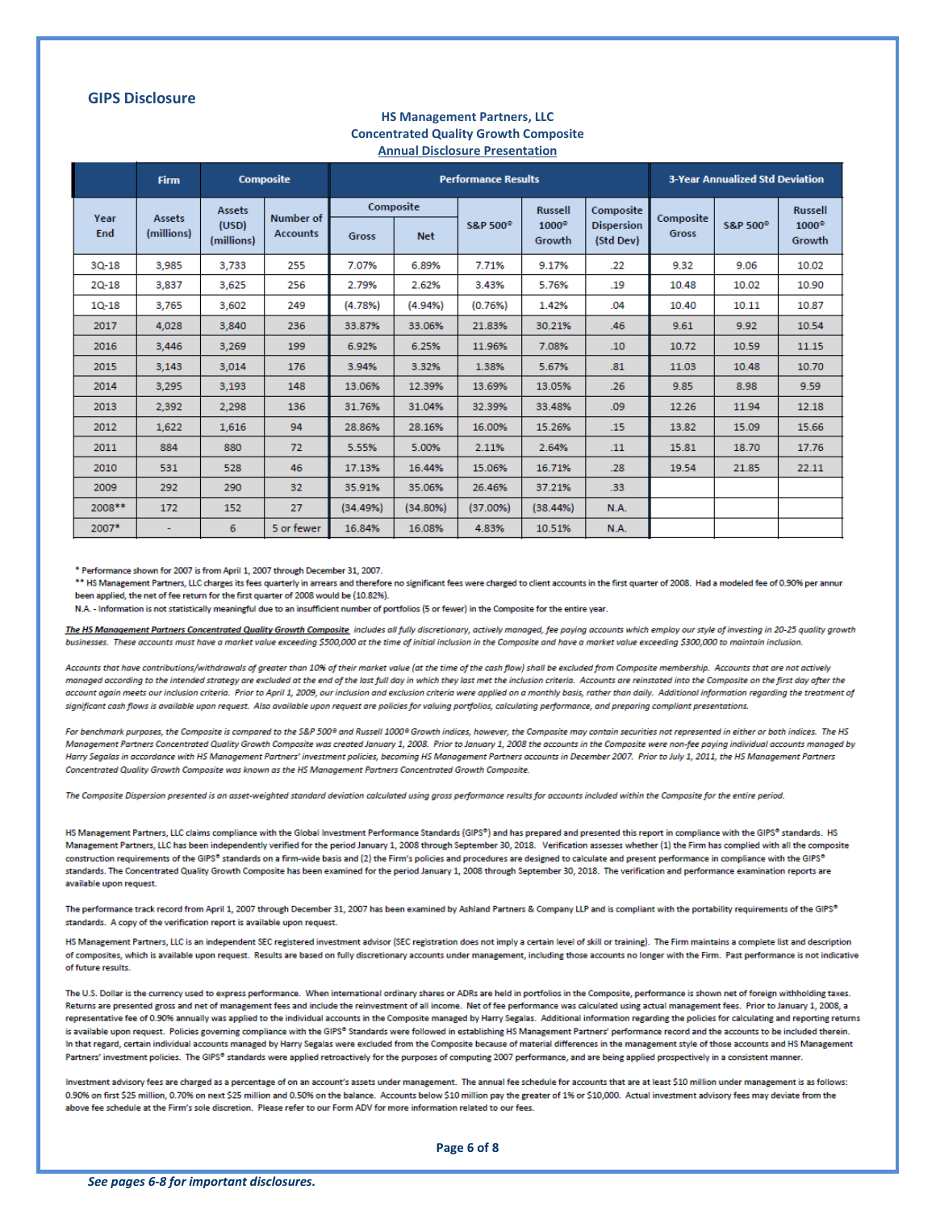## GIPS Disclosure

**HS Management Partners, LLC**
**Concentrated Quality Growth Composite**
**Annual Disclosure Presentation**

| | Firm | Composite | | Performance Results | | | | | 3-Year Annualized Std Deviation | | |
|---|---|---|---|---|---|---|---|---|---|---|---|
| Year End | Assets (millions) | Assets (USD) (millions) | Number of Accounts | Composite Gross | Composite Net | S&P 500® | Russell 1000® Growth | Composite Dispersion (Std Dev) | Composite Gross | S&P 500® | Russell 1000® Growth |
| 3Q-18 | 3,985 | 3,733 | 255 | 7.07% | 6.89% | 7.71% | 9.17% | .22 | 9.32 | 9.06 | 10.02 |
| 2Q-18 | 3,837 | 3,625 | 256 | 2.79% | 2.62% | 3.43% | 5.76% | .19 | 10.48 | 10.02 | 10.90 |
| 1Q-18 | 3,765 | 3,602 | 249 | (4.78%) | (4.94%) | (0.76%) | 1.42% | .04 | 10.40 | 10.11 | 10.87 |
| 2017 | 4,028 | 3,840 | 236 | 33.87% | 33.06% | 21.83% | 30.21% | .46 | 9.61 | 9.92 | 10.54 |
| 2016 | 3,446 | 3,269 | 199 | 6.92% | 6.25% | 11.96% | 7.08% | .10 | 10.72 | 10.59 | 11.15 |
| 2015 | 3,143 | 3,014 | 176 | 3.94% | 3.32% | 1.38% | 5.67% | .81 | 11.03 | 10.48 | 10.70 |
| 2014 | 3,295 | 3,193 | 148 | 13.06% | 12.39% | 13.69% | 13.05% | .26 | 9.85 | 8.98 | 9.59 |
| 2013 | 2,392 | 2,298 | 136 | 31.76% | 31.04% | 32.39% | 33.48% | .09 | 12.26 | 11.94 | 12.18 |
| 2012 | 1,622 | 1,616 | 94 | 28.86% | 28.16% | 16.00% | 15.26% | .15 | 13.82 | 15.09 | 15.66 |
| 2011 | 884 | 880 | 72 | 5.55% | 5.00% | 2.11% | 2.64% | .11 | 15.81 | 18.70 | 17.76 |
| 2010 | 531 | 528 | 46 | 17.13% | 16.44% | 15.06% | 16.71% | .28 | 19.54 | 21.85 | 22.11 |
| 2009 | 292 | 290 | 32 | 35.91% | 35.06% | 26.46% | 37.21% | .33 | | | |
| 2008** | 172 | 152 | 27 | (34.49%) | (34.80%) | (37.00%) | (38.44%) | N.A. | | | |
| 2007* | - | 6 | 5 or fewer | 16.84% | 16.08% | 4.83% | 10.51% | N.A. | | | |

\* Performance shown for 2007 is from April 1, 2007 through December 31, 2007.
** HS Management Partners, LLC charges its fees quarterly in arrears and therefore no significant fees were charged to client accounts in the first quarter of 2008. Had a modeled fee of 0.90% per annum been applied, the net of fee return for the first quarter of 2008 would be (10.82%).
N.A. - Information is not statistically meaningful due to an insufficient number of portfolios (5 or fewer) in the Composite for the entire year.

*__The HS Management Partners Concentrated Quality Growth Composite__ includes all fully discretionary, actively managed, fee paying accounts which employ our style of investing in 20-25 quality growth businesses. These accounts must have a market value exceeding $500,000 at the time of initial inclusion in the Composite and have a market value exceeding $300,000 to maintain inclusion.*

*Accounts that have contributions/withdrawals of greater than 10% of their market value (at the time of the cash flow) shall be excluded from Composite membership. Accounts that are not actively managed according to the intended strategy are excluded at the end of the last full day in which they last met the inclusion criteria. Accounts are reinstated into the Composite on the first day after the account again meets our inclusion criteria. Prior to April 1, 2009, our inclusion and exclusion criteria were applied on a monthly basis, rather than daily. Additional information regarding the treatment of significant cash flows is available upon request. Also available upon request are policies for valuing portfolios, calculating performance, and preparing compliant presentations.*

*For benchmark purposes, the Composite is compared to the S&P 500® and Russell 1000® Growth indices, however, the Composite may contain securities not represented in either or both indices. The HS Management Partners Concentrated Quality Growth Composite was created January 1, 2008. Prior to January 1, 2008 the accounts in the Composite were non-fee paying individual accounts managed by Harry Segalas in accordance with HS Management Partners' investment policies, becoming HS Management Partners accounts in December 2007. Prior to July 1, 2011, the HS Management Partners Concentrated Quality Growth Composite was known as the HS Management Partners Concentrated Growth Composite.*

*The Composite Dispersion presented is an asset-weighted standard deviation calculated using gross performance results for accounts included within the Composite for the entire period.*

HS Management Partners, LLC claims compliance with the Global Investment Performance Standards (GIPS®) and has prepared and presented this report in compliance with the GIPS® standards. HS Management Partners, LLC has been independently verified for the period January 1, 2008 through September 30, 2018. Verification assesses whether (1) the Firm has complied with all the composite construction requirements of the GIPS® standards on a firm-wide basis and (2) the Firm's policies and procedures are designed to calculate and present performance in compliance with the GIPS® standards. The Concentrated Quality Growth Composite has been examined for the period January 1, 2008 through September 30, 2018. The verification and performance examination reports are available upon request.

The performance track record from April 1, 2007 through December 31, 2007 has been examined by Ashland Partners & Company LLP and is compliant with the portability requirements of the GIPS® standards. A copy of the verification report is available upon request.

HS Management Partners, LLC is an independent SEC registered investment advisor (SEC registration does not imply a certain level of skill or training). The Firm maintains a complete list and description of composites, which is available upon request. Results are based on fully discretionary accounts under management, including those accounts no longer with the Firm. Past performance is not indicative of future results.

The U.S. Dollar is the currency used to express performance. When international ordinary shares or ADRs are held in portfolios in the Composite, performance is shown net of foreign withholding taxes. Returns are presented gross and net of management fees and include the reinvestment of all income. Net of fee performance was calculated using actual management fees. Prior to January 1, 2008, a representative fee of 0.90% annually was applied to the individual accounts in the Composite managed by Harry Segalas. Additional information regarding the policies for calculating and reporting returns is available upon request. Policies governing compliance with the GIPS® Standards were followed in establishing HS Management Partners' performance record and the accounts to be included therein. In that regard, certain individual accounts managed by Harry Segalas were excluded from the Composite because of material differences in the management style of those accounts and HS Management Partners' investment policies. The GIPS® standards were applied retroactively for the purposes of computing 2007 performance, and are being applied prospectively in a consistent manner.

Investment advisory fees are charged as a percentage of on an account's assets under management. The annual fee schedule for accounts that are at least $10 million under management is as follows: 0.90% on first $25 million, 0.70% on next $25 million and 0.50% on the balance. Accounts below $10 million pay the greater of 1% or $10,000. Actual investment advisory fees may deviate from the above fee schedule at the Firm's sole discretion. Please refer to our Form ADV for more information related to our fees.

***See pages 6-8 for important disclosures.***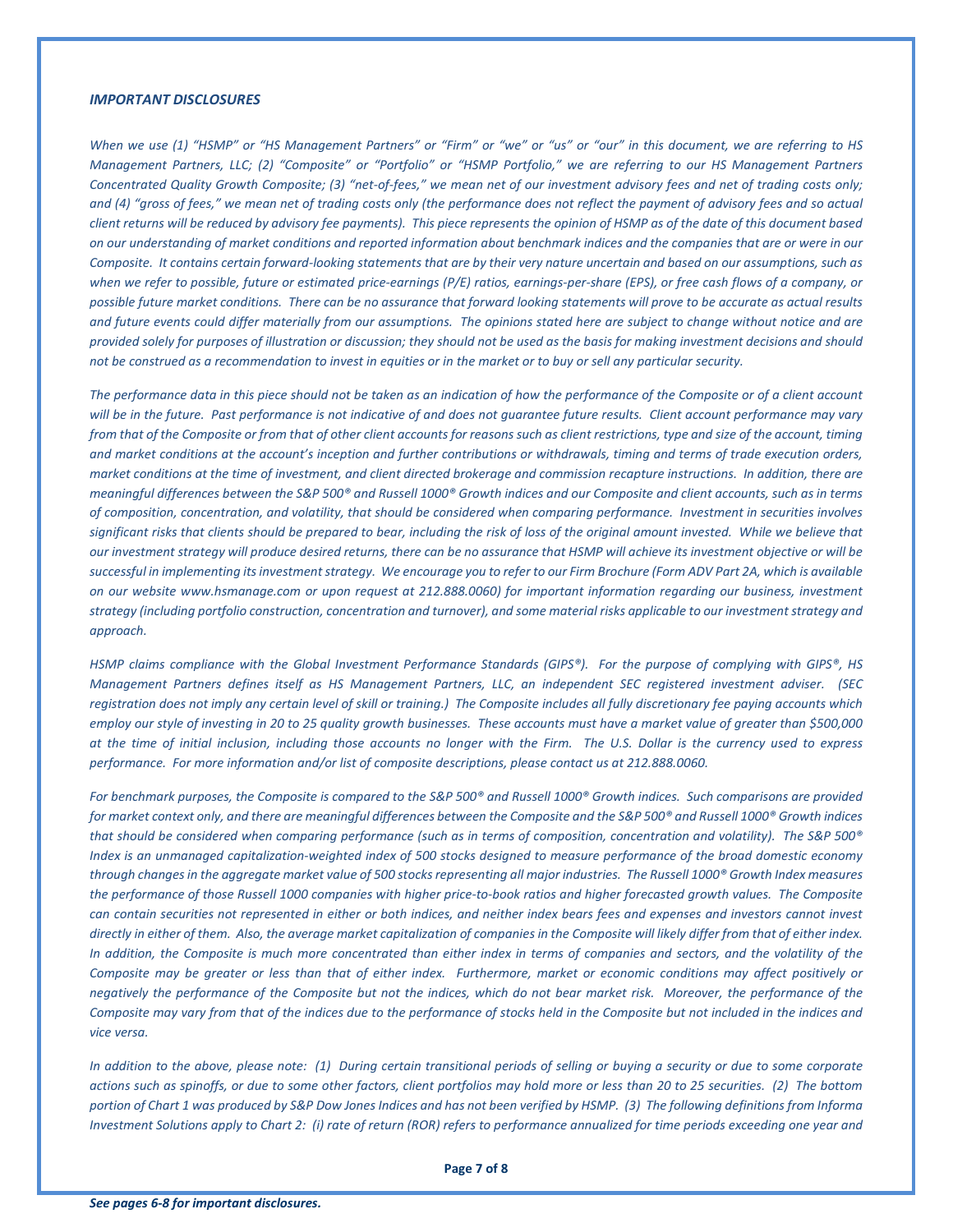***IMPORTANT DISCLOSURES***

*When we use (1) "HSMP" or "HS Management Partners" or "Firm" or "we" or "us" or "our" in this document, we are referring to HS Management Partners, LLC; (2) "Composite" or "Portfolio" or "HSMP Portfolio," we are referring to our HS Management Partners Concentrated Quality Growth Composite; (3) "net-of-fees," we mean net of our investment advisory fees and net of trading costs only; and (4) "gross of fees," we mean net of trading costs only (the performance does not reflect the payment of advisory fees and so actual client returns will be reduced by advisory fee payments). This piece represents the opinion of HSMP as of the date of this document based on our understanding of market conditions and reported information about benchmark indices and the companies that are or were in our Composite. It contains certain forward-looking statements that are by their very nature uncertain and based on our assumptions, such as when we refer to possible, future or estimated price-earnings (P/E) ratios, earnings-per-share (EPS), or free cash flows of a company, or possible future market conditions. There can be no assurance that forward looking statements will prove to be accurate as actual results and future events could differ materially from our assumptions. The opinions stated here are subject to change without notice and are provided solely for purposes of illustration or discussion; they should not be used as the basis for making investment decisions and should not be construed as a recommendation to invest in equities or in the market or to buy or sell any particular security.*

*The performance data in this piece should not be taken as an indication of how the performance of the Composite or of a client account will be in the future. Past performance is not indicative of and does not guarantee future results. Client account performance may vary from that of the Composite or from that of other client accounts for reasons such as client restrictions, type and size of the account, timing and market conditions at the account's inception and further contributions or withdrawals, timing and terms of trade execution orders, market conditions at the time of investment, and client directed brokerage and commission recapture instructions. In addition, there are meaningful differences between the S&P 500® and Russell 1000® Growth indices and our Composite and client accounts, such as in terms of composition, concentration, and volatility, that should be considered when comparing performance. Investment in securities involves significant risks that clients should be prepared to bear, including the risk of loss of the original amount invested. While we believe that our investment strategy will produce desired returns, there can be no assurance that HSMP will achieve its investment objective or will be successful in implementing its investment strategy. We encourage you to refer to our Firm Brochure (Form ADV Part 2A, which is available on our website www.hsmanage.com or upon request at 212.888.0060) for important information regarding our business, investment strategy (including portfolio construction, concentration and turnover), and some material risks applicable to our investment strategy and approach.*

*HSMP claims compliance with the Global Investment Performance Standards (GIPS®). For the purpose of complying with GIPS®, HS Management Partners defines itself as HS Management Partners, LLC, an independent SEC registered investment adviser. (SEC registration does not imply any certain level of skill or training.) The Composite includes all fully discretionary fee paying accounts which employ our style of investing in 20 to 25 quality growth businesses. These accounts must have a market value of greater than $500,000 at the time of initial inclusion, including those accounts no longer with the Firm. The U.S. Dollar is the currency used to express performance. For more information and/or list of composite descriptions, please contact us at 212.888.0060.*

*For benchmark purposes, the Composite is compared to the S&P 500® and Russell 1000® Growth indices. Such comparisons are provided for market context only, and there are meaningful differences between the Composite and the S&P 500® and Russell 1000® Growth indices that should be considered when comparing performance (such as in terms of composition, concentration and volatility). The S&P 500® Index is an unmanaged capitalization-weighted index of 500 stocks designed to measure performance of the broad domestic economy through changes in the aggregate market value of 500 stocks representing all major industries. The Russell 1000® Growth Index measures the performance of those Russell 1000 companies with higher price-to-book ratios and higher forecasted growth values. The Composite can contain securities not represented in either or both indices, and neither index bears fees and expenses and investors cannot invest directly in either of them. Also, the average market capitalization of companies in the Composite will likely differ from that of either index. In addition, the Composite is much more concentrated than either index in terms of companies and sectors, and the volatility of the Composite may be greater or less than that of either index. Furthermore, market or economic conditions may affect positively or negatively the performance of the Composite but not the indices, which do not bear market risk. Moreover, the performance of the Composite may vary from that of the indices due to the performance of stocks held in the Composite but not included in the indices and vice versa.*

*In addition to the above, please note: (1) During certain transitional periods of selling or buying a security or due to some corporate actions such as spinoffs, or due to some other factors, client portfolios may hold more or less than 20 to 25 securities. (2) The bottom portion of Chart 1 was produced by S&P Dow Jones Indices and has not been verified by HSMP. (3) The following definitions from Informa Investment Solutions apply to Chart 2: (i) rate of return (ROR) refers to performance annualized for time periods exceeding one year and*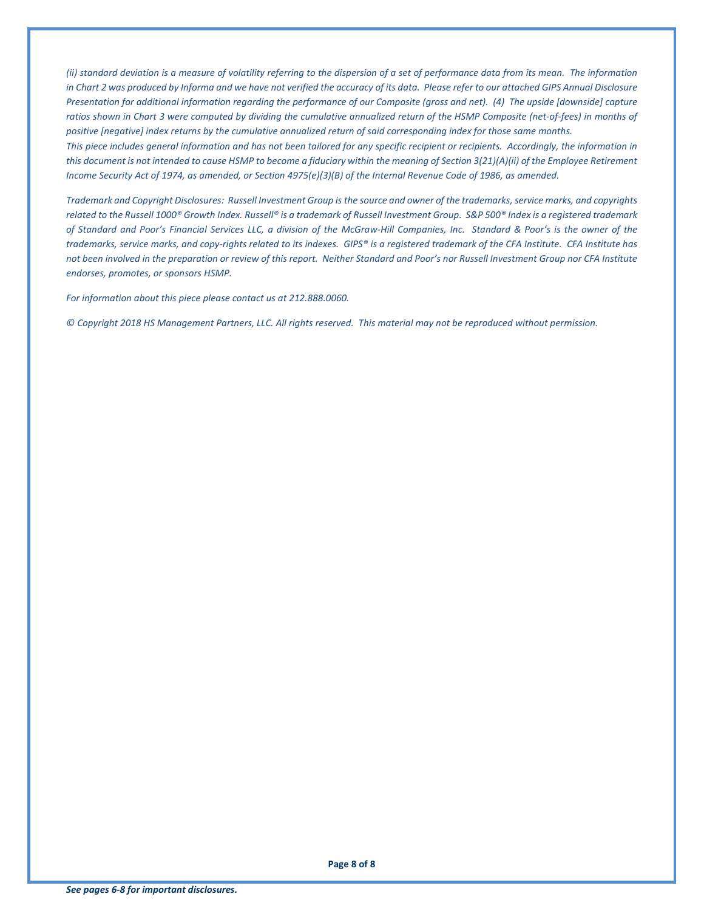*(ii) standard deviation is a measure of volatility referring to the dispersion of a set of performance data from its mean. The information in Chart 2 was produced by Informa and we have not verified the accuracy of its data. Please refer to our attached GIPS Annual Disclosure Presentation for additional information regarding the performance of our Composite (gross and net). (4) The upside [downside] capture ratios shown in Chart 3 were computed by dividing the cumulative annualized return of the HSMP Composite (net-of-fees) in months of positive [negative] index returns by the cumulative annualized return of said corresponding index for those same months.*

*This piece includes general information and has not been tailored for any specific recipient or recipients. Accordingly, the information in this document is not intended to cause HSMP to become a fiduciary within the meaning of Section 3(21)(A)(ii) of the Employee Retirement Income Security Act of 1974, as amended, or Section 4975(e)(3)(B) of the Internal Revenue Code of 1986, as amended.*

*Trademark and Copyright Disclosures: Russell Investment Group is the source and owner of the trademarks, service marks, and copyrights related to the Russell 1000® Growth Index. Russell® is a trademark of Russell Investment Group. S&P 500® Index is a registered trademark of Standard and Poor's Financial Services LLC, a division of the McGraw-Hill Companies, Inc. Standard & Poor's is the owner of the trademarks, service marks, and copy-rights related to its indexes. GIPS® is a registered trademark of the CFA Institute. CFA Institute has not been involved in the preparation or review of this report. Neither Standard and Poor's nor Russell Investment Group nor CFA Institute endorses, promotes, or sponsors HSMP.*

*For information about this piece please contact us at 212.888.0060.*

*© Copyright 2018 HS Management Partners, LLC. All rights reserved. This material may not be reproduced without permission.*